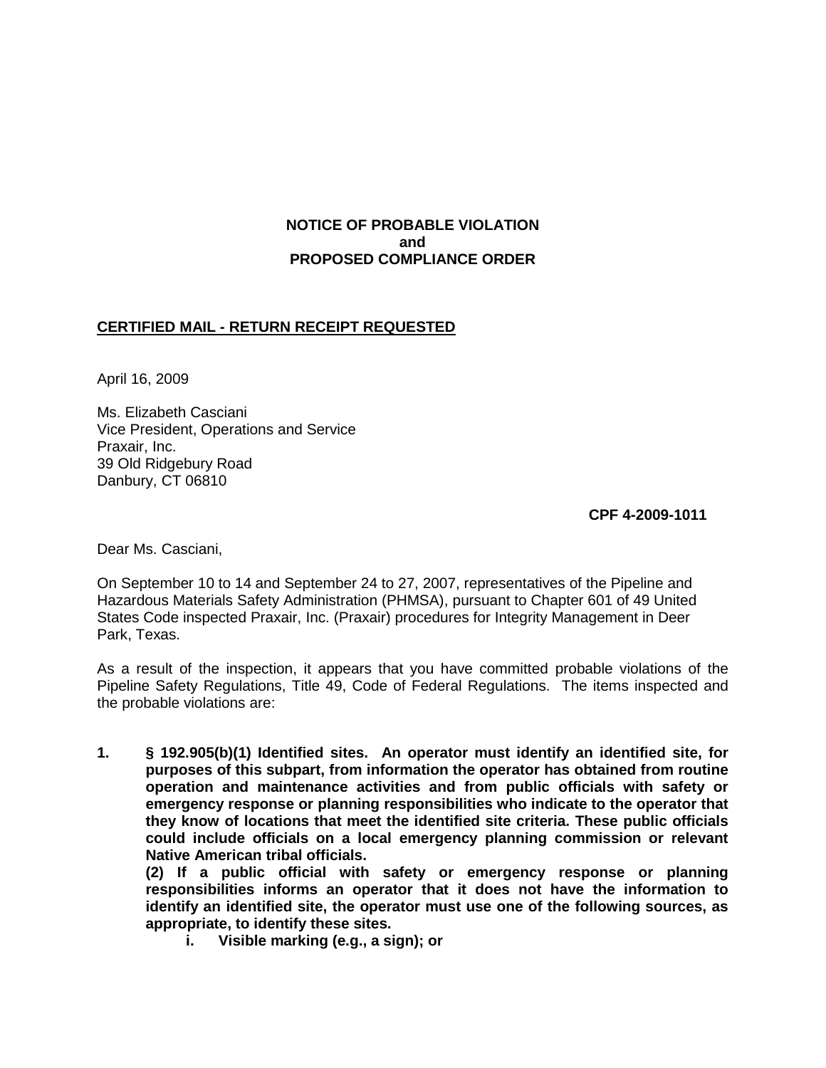**NOTICE OF PROBABLE VIOLATION**
**and**
**PROPOSED COMPLIANCE ORDER**

**CERTIFIED MAIL - RETURN RECEIPT REQUESTED**

April 16, 2009

Ms. Elizabeth Casciani
Vice President, Operations and Service
Praxair, Inc.
39 Old Ridgebury Road
Danbury, CT 06810

**CPF 4-2009-1011**

Dear Ms. Casciani,

On September 10 to 14 and September 24 to 27, 2007, representatives of the Pipeline and Hazardous Materials Safety Administration (PHMSA), pursuant to Chapter 601 of 49 United States Code inspected Praxair, Inc. (Praxair) procedures for Integrity Management in Deer Park, Texas.

As a result of the inspection, it appears that you have committed probable violations of the Pipeline Safety Regulations, Title 49, Code of Federal Regulations. The items inspected and the probable violations are:

1. **§ 192.905(b)(1) Identified sites. An operator must identify an identified site, for purposes of this subpart, from information the operator has obtained from routine operation and maintenance activities and from public officials with safety or emergency response or planning responsibilities who indicate to the operator that they know of locations that meet the identified site criteria. These public officials could include officials on a local emergency planning commission or relevant Native American tribal officials.**

   **(2) If a public official with safety or emergency response or planning responsibilities informs an operator that it does not have the information to identify an identified site, the operator must use one of the following sources, as appropriate, to identify these sites.**

   - **i. Visible marking (e.g., a sign); or**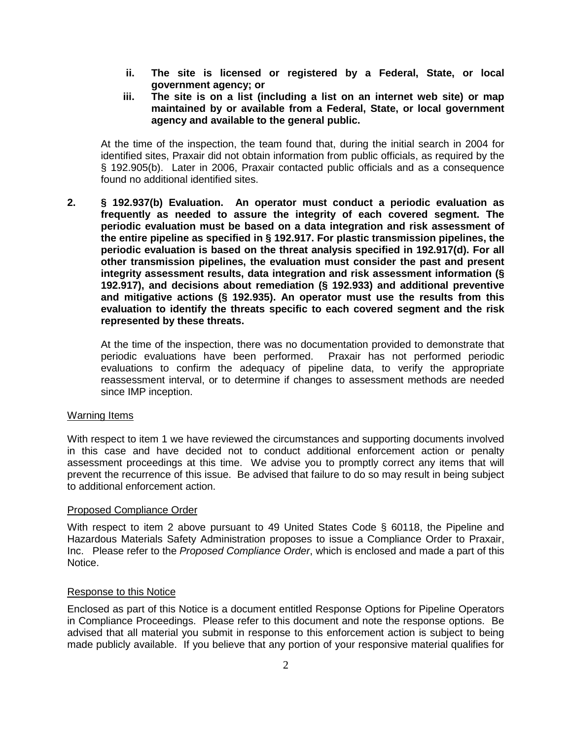- **ii. The site is licensed or registered by a Federal, State, or local government agency; or**
- **iii. The site is on a list (including a list on an internet web site) or map maintained by or available from a Federal, State, or local government agency and available to the general public.**

At the time of the inspection, the team found that, during the initial search in 2004 for identified sites, Praxair did not obtain information from public officials, as required by the § 192.905(b). Later in 2006, Praxair contacted public officials and as a consequence found no additional identified sites.

**2. § 192.937(b) Evaluation. An operator must conduct a periodic evaluation as frequently as needed to assure the integrity of each covered segment. The periodic evaluation must be based on a data integration and risk assessment of the entire pipeline as specified in § 192.917. For plastic transmission pipelines, the periodic evaluation is based on the threat analysis specified in 192.917(d). For all other transmission pipelines, the evaluation must consider the past and present integrity assessment results, data integration and risk assessment information (§ 192.917), and decisions about remediation (§ 192.933) and additional preventive and mitigative actions (§ 192.935). An operator must use the results from this evaluation to identify the threats specific to each covered segment and the risk represented by these threats.**

At the time of the inspection, there was no documentation provided to demonstrate that periodic evaluations have been performed. Praxair has not performed periodic evaluations to confirm the adequacy of pipeline data, to verify the appropriate reassessment interval, or to determine if changes to assessment methods are needed since IMP inception.

Warning Items

With respect to item 1 we have reviewed the circumstances and supporting documents involved in this case and have decided not to conduct additional enforcement action or penalty assessment proceedings at this time. We advise you to promptly correct any items that will prevent the recurrence of this issue. Be advised that failure to do so may result in being subject to additional enforcement action.

Proposed Compliance Order

With respect to item 2 above pursuant to 49 United States Code § 60118, the Pipeline and Hazardous Materials Safety Administration proposes to issue a Compliance Order to Praxair, Inc. Please refer to the *Proposed Compliance Order*, which is enclosed and made a part of this Notice.

Response to this Notice

Enclosed as part of this Notice is a document entitled Response Options for Pipeline Operators in Compliance Proceedings. Please refer to this document and note the response options. Be advised that all material you submit in response to this enforcement action is subject to being made publicly available. If you believe that any portion of your responsive material qualifies for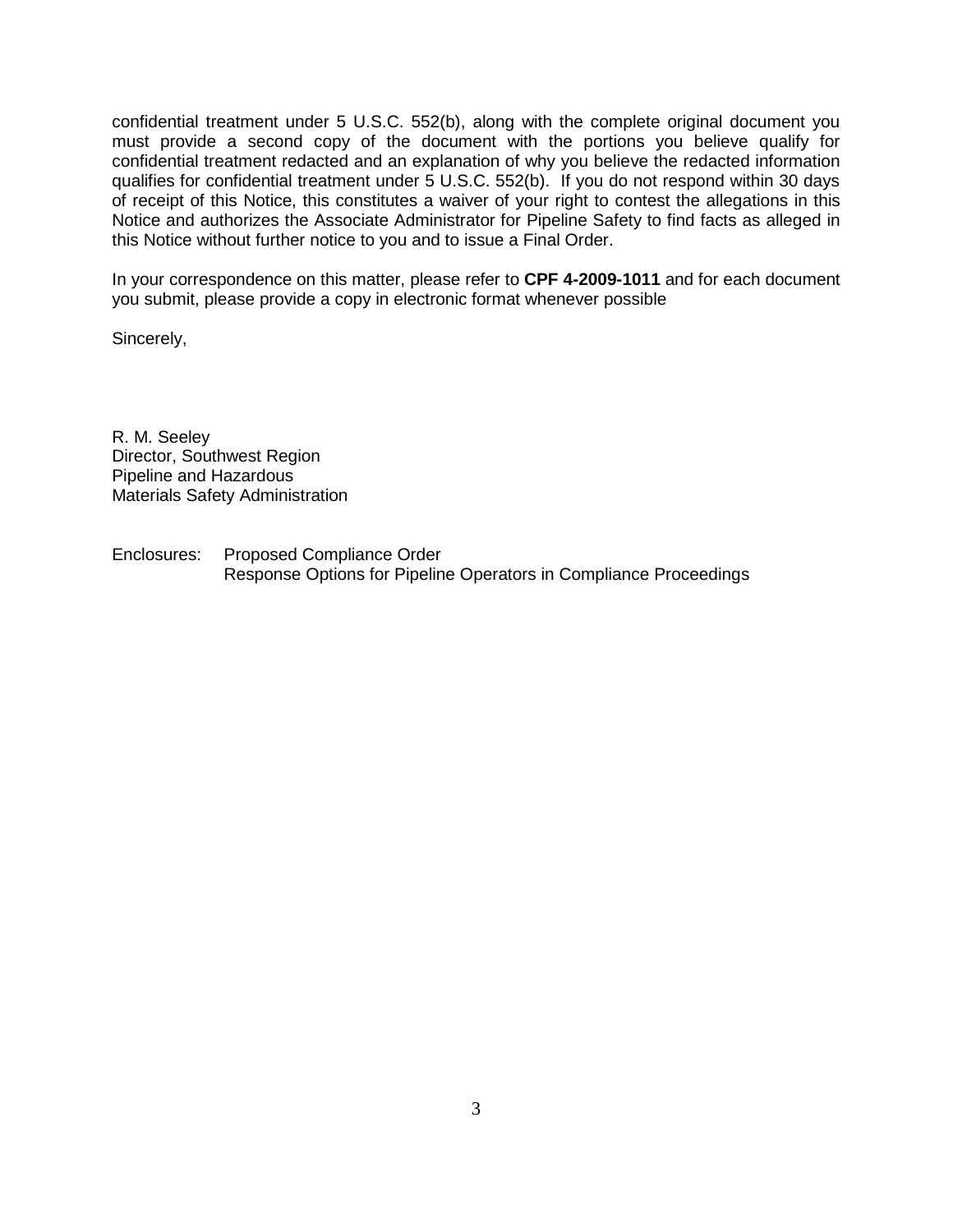confidential treatment under 5 U.S.C. 552(b), along with the complete original document you must provide a second copy of the document with the portions you believe qualify for confidential treatment redacted and an explanation of why you believe the redacted information qualifies for confidential treatment under 5 U.S.C. 552(b). If you do not respond within 30 days of receipt of this Notice, this constitutes a waiver of your right to contest the allegations in this Notice and authorizes the Associate Administrator for Pipeline Safety to find facts as alleged in this Notice without further notice to you and to issue a Final Order.

In your correspondence on this matter, please refer to **CPF 4-2009-1011** and for each document you submit, please provide a copy in electronic format whenever possible

Sincerely,

R. M. Seeley
Director, Southwest Region
Pipeline and Hazardous
Materials Safety Administration

Enclosures: Proposed Compliance Order
Response Options for Pipeline Operators in Compliance Proceedings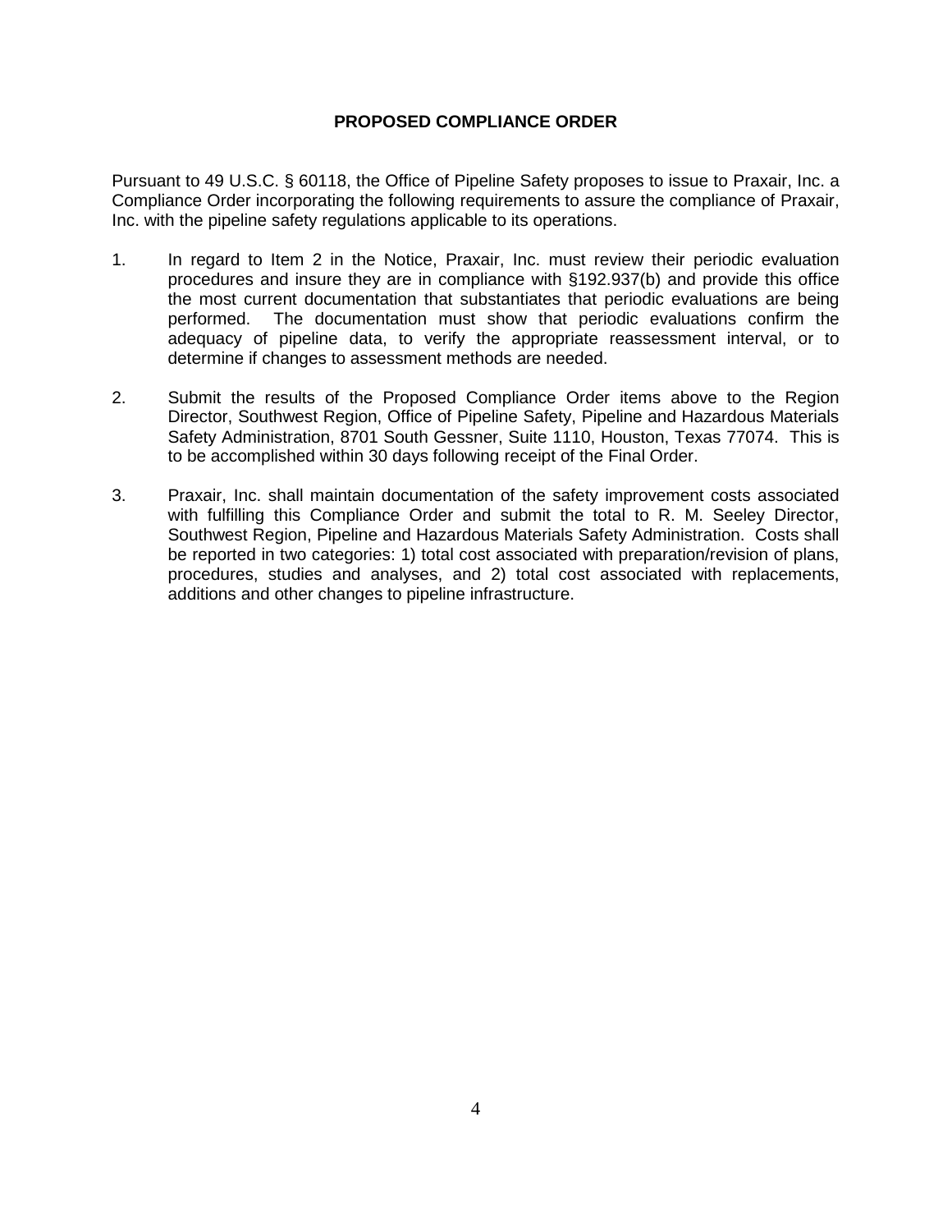## PROPOSED COMPLIANCE ORDER

Pursuant to 49 U.S.C. § 60118, the Office of Pipeline Safety proposes to issue to Praxair, Inc. a Compliance Order incorporating the following requirements to assure the compliance of Praxair, Inc. with the pipeline safety regulations applicable to its operations.

1. In regard to Item 2 in the Notice, Praxair, Inc. must review their periodic evaluation procedures and insure they are in compliance with §192.937(b) and provide this office the most current documentation that substantiates that periodic evaluations are being performed. The documentation must show that periodic evaluations confirm the adequacy of pipeline data, to verify the appropriate reassessment interval, or to determine if changes to assessment methods are needed.

2. Submit the results of the Proposed Compliance Order items above to the Region Director, Southwest Region, Office of Pipeline Safety, Pipeline and Hazardous Materials Safety Administration, 8701 South Gessner, Suite 1110, Houston, Texas 77074. This is to be accomplished within 30 days following receipt of the Final Order.

3. Praxair, Inc. shall maintain documentation of the safety improvement costs associated with fulfilling this Compliance Order and submit the total to R. M. Seeley Director, Southwest Region, Pipeline and Hazardous Materials Safety Administration. Costs shall be reported in two categories: 1) total cost associated with preparation/revision of plans, procedures, studies and analyses, and 2) total cost associated with replacements, additions and other changes to pipeline infrastructure.